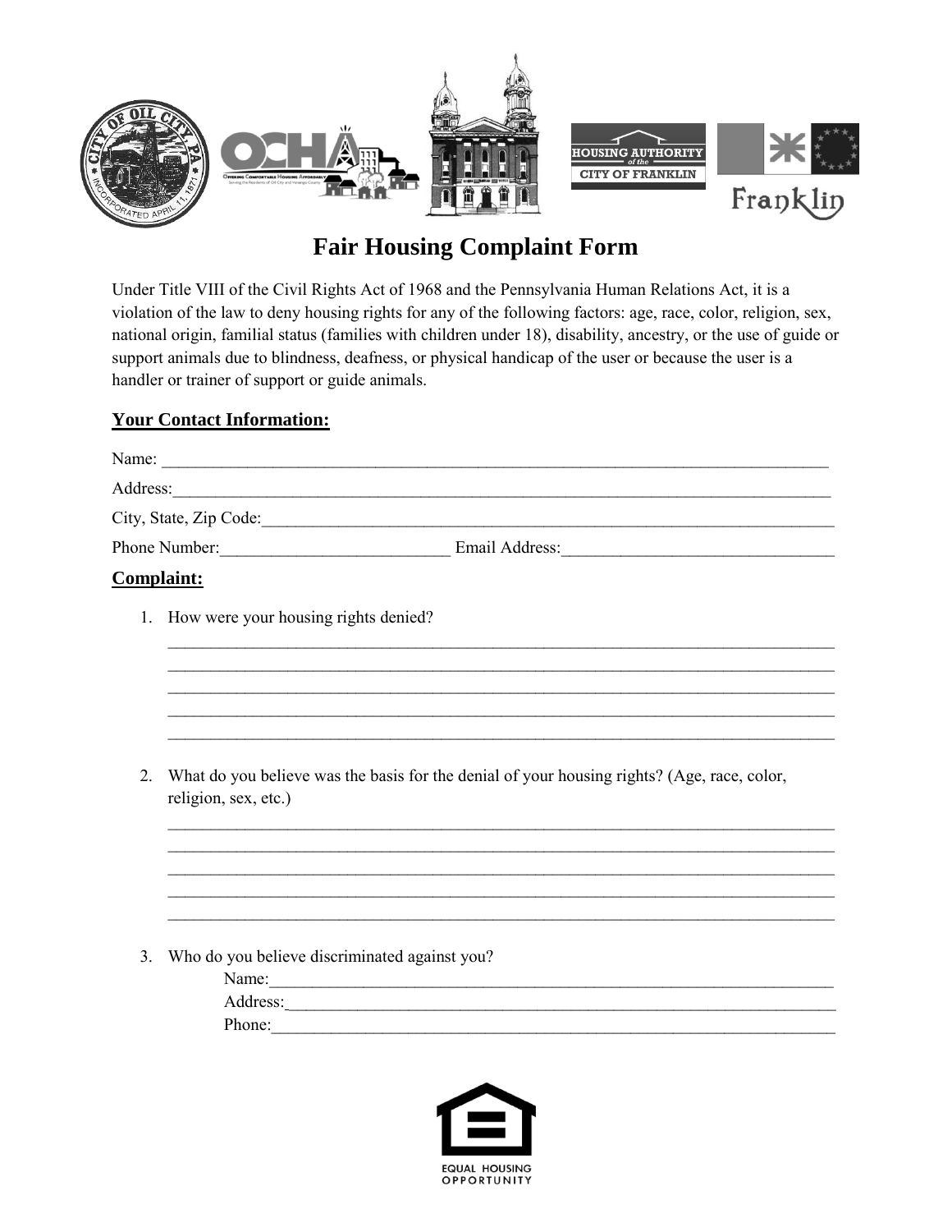# Fair Housing Complaint Form

Under Title VIII of the Civil Rights Act of 1968 and the Pennsylvania Human Relations Act, it is a violation of the law to deny housing rights for any of the following factors: age, race, color, religion, sex, national origin, familial status (families with children under 18), disability, ancestry, or the use of guide or support animals due to blindness, deafness, or physical handicap of the user or because the user is a handler or trainer of support or guide animals.

## **Your Contact Information:**

Name: ______________________________________________________________________

Address: ____________________________________________________________________

City, State, Zip Code: _________________________________________________________

Phone Number: ___________________________ Email Address: _______________________________

## **Complaint:**

1. How were your housing rights denied?

   _____________________________________________________________________________
   _____________________________________________________________________________
   _____________________________________________________________________________
   _____________________________________________________________________________
   _____________________________________________________________________________

2. What do you believe was the basis for the denial of your housing rights? (Age, race, color, religion, sex, etc.)

   _____________________________________________________________________________
   _____________________________________________________________________________
   _____________________________________________________________________________
   _____________________________________________________________________________
   _____________________________________________________________________________

3. Who do you believe discriminated against you?

   Name: ______________________________________________________________________

   Address: ____________________________________________________________________

   Phone: ______________________________________________________________________

EQUAL HOUSING OPPORTUNITY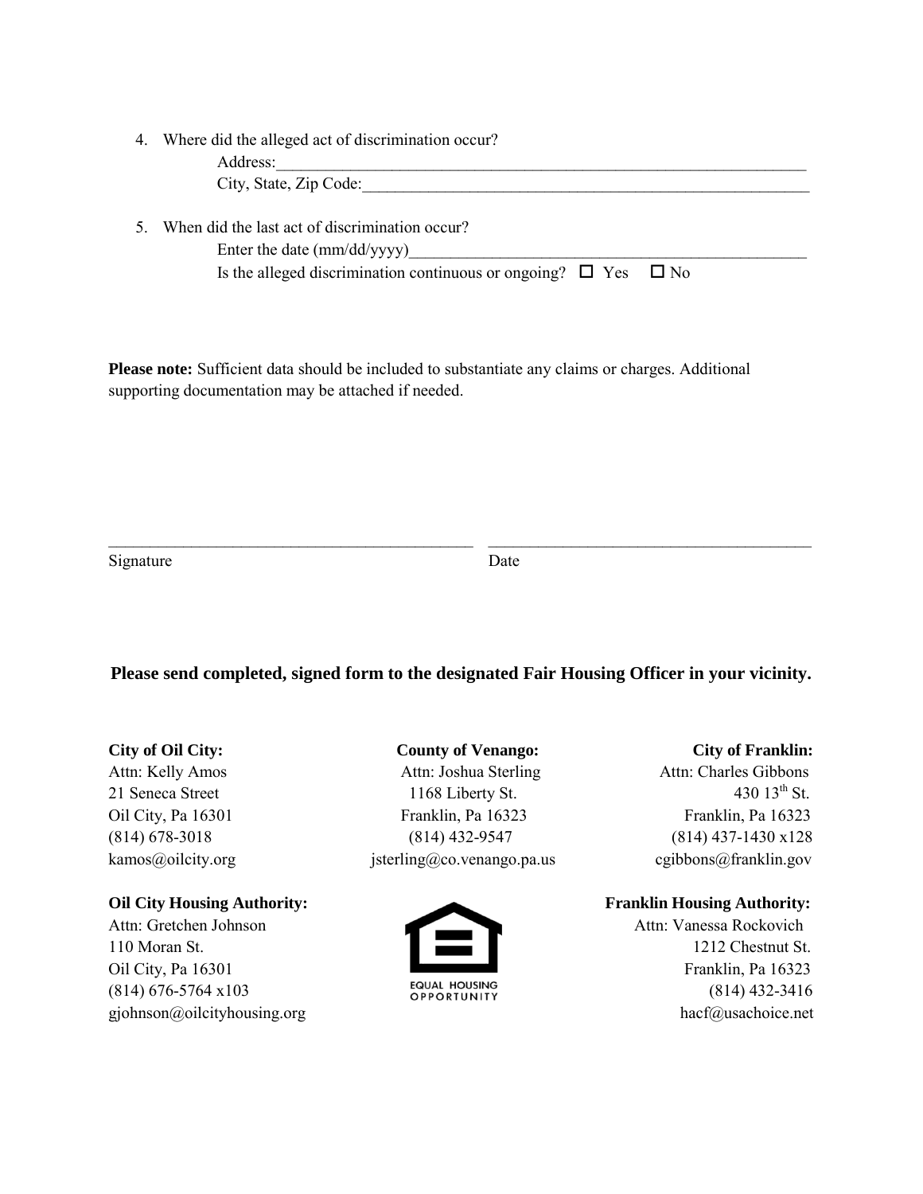4. Where did the alleged act of discrimination occur?

   Address:\_\_\_\_\_\_\_\_\_\_\_\_\_\_\_\_\_\_\_\_\_\_\_\_\_\_\_\_\_\_\_\_\_\_\_\_\_\_\_\_\_\_\_\_\_\_\_\_\_\_\_\_\_\_\_\_\_\_\_\_\_\_\_\_

   City, State, Zip Code:\_\_\_\_\_\_\_\_\_\_\_\_\_\_\_\_\_\_\_\_\_\_\_\_\_\_\_\_\_\_\_\_\_\_\_\_\_\_\_\_\_\_\_\_\_\_\_\_\_\_\_\_\_\_

5. When did the last act of discrimination occur?

   Enter the date (mm/dd/yyyy)\_\_\_\_\_\_\_\_\_\_\_\_\_\_\_\_\_\_\_\_\_\_\_\_\_\_\_\_\_\_\_\_\_\_\_\_\_\_\_\_\_\_\_\_\_\_\_\_\_

   Is the alleged discrimination continuous or ongoing? ☐ Yes ☐ No

**Please note:** Sufficient data should be included to substantiate any claims or charges. Additional supporting documentation may be attached if needed.

\_\_\_\_\_\_\_\_\_\_\_\_\_\_\_\_\_\_\_\_\_\_\_\_\_\_\_\_\_\_\_\_\_\_\_\_\_\_\_\_\_\_\_ \_\_\_\_\_\_\_\_\_\_\_\_\_\_\_\_\_\_\_\_\_\_\_\_\_\_\_\_\_\_\_\_\_\_\_\_\_\_\_

Signature Date

**Please send completed, signed form to the designated Fair Housing Officer in your vicinity.**

**City of Oil City:**
Attn: Kelly Amos
21 Seneca Street
Oil City, Pa 16301
(814) 678-3018
kamos@oilcity.org

**County of Venango:**
Attn: Joshua Sterling
1168 Liberty St.
Franklin, Pa 16323
(814) 432-9547
jsterling@co.venango.pa.us

**City of Franklin:**
Attn: Charles Gibbons
430 13th St.
Franklin, Pa 16323
(814) 437-1430 x128
cgibbons@franklin.gov

**Oil City Housing Authority:**
Attn: Gretchen Johnson
110 Moran St.
Oil City, Pa 16301
(814) 676-5764 x103
gjohnson@oilcityhousing.org

EQUAL HOUSING OPPORTUNITY

**Franklin Housing Authority:**
Attn: Vanessa Rockovich
1212 Chestnut St.
Franklin, Pa 16323
(814) 432-3416
hacf@usachoice.net